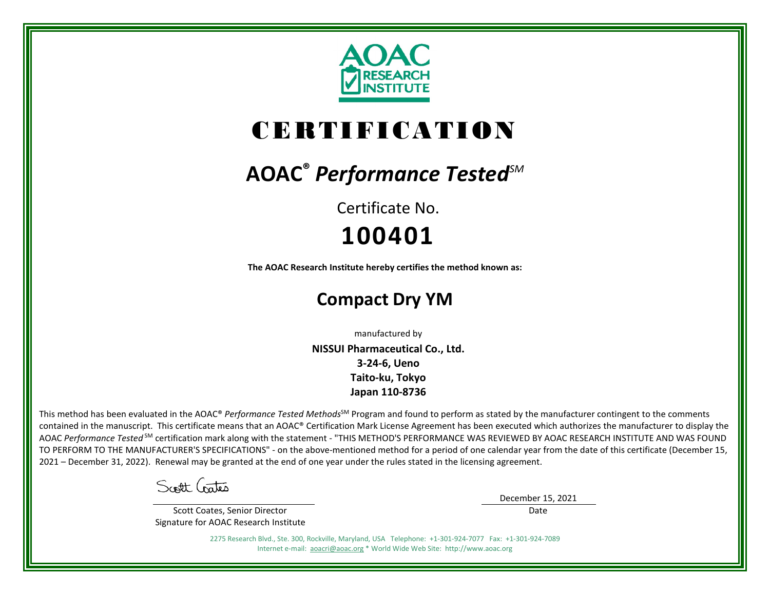AOAC RESEARCH INSTITUTE

# CERTIFICATION

## AOAC® *Performance Tested*SM

Certificate No.

**100401**

**The AOAC Research Institute hereby certifies the method known as:**

## Compact Dry YM

manufactured by

**NISSUI Pharmaceutical Co., Ltd.**
**3-24-6, Ueno**
**Taito-ku, Tokyo**
**Japan 110-8736**

This method has been evaluated in the AOAC® *Performance Tested Methods*SM Program and found to perform as stated by the manufacturer contingent to the comments contained in the manuscript. This certificate means that an AOAC® Certification Mark License Agreement has been executed which authorizes the manufacturer to display the AOAC *Performance Tested* SM certification mark along with the statement - "THIS METHOD'S PERFORMANCE WAS REVIEWED BY AOAC RESEARCH INSTITUTE AND WAS FOUND TO PERFORM TO THE MANUFACTURER'S SPECIFICATIONS" - on the above-mentioned method for a period of one calendar year from the date of this certificate (December 15, 2021 – December 31, 2022). Renewal may be granted at the end of one year under the rules stated in the licensing agreement.

Scott Coates

Scott Coates, Senior Director
Signature for AOAC Research Institute

December 15, 2021
Date

2275 Research Blvd., Ste. 300, Rockville, Maryland, USA Telephone: +1-301-924-7077 Fax: +1-301-924-7089
Internet e-mail: aoacri@aoac.org * World Wide Web Site: http://www.aoac.org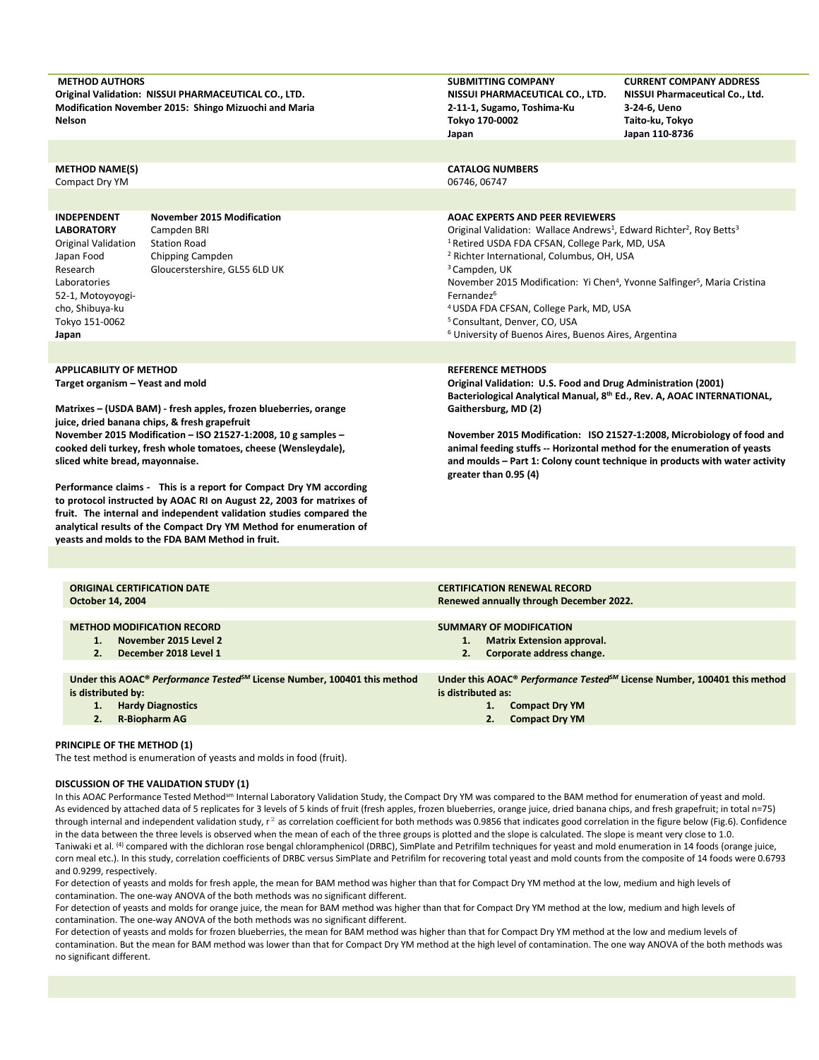**METHOD AUTHORS**
**Original Validation: NISSUI PHARMACEUTICAL CO., LTD.**
**Modification November 2015: Shingo Mizuochi and Maria Nelson**

**SUBMITTING COMPANY**
**NISSUI PHARMACEUTICAL CO., LTD.**
**2-11-1, Sugamo, Toshima-Ku**
**Tokyo 170-0002**
**Japan**

**CURRENT COMPANY ADDRESS**
**NISSUI Pharmaceutical Co., Ltd.**
**3-24-6, Ueno**
**Taito-ku, Tokyo**
**Japan 110-8736**

**METHOD NAME(S)**
Compact Dry YM

**CATALOG NUMBERS**
06746, 06747

**INDEPENDENT LABORATORY**
Original Validation
Japan Food Research Laboratories
52-1, Motoyoyogi-cho, Shibuya-ku
Tokyo 151-0062
**Japan**

**November 2015 Modification**
Campden BRI
Station Road
Chipping Campden
Gloucerstershire, GL55 6LD UK

**AOAC EXPERTS AND PEER REVIEWERS**
Original Validation: Wallace Andrews[1], Edward Richter[2], Roy Betts[3]
[1] Retired USDA FDA CFSAN, College Park, MD, USA
[2] Richter International, Columbus, OH, USA
[3] Campden, UK
November 2015 Modification: Yi Chen[4], Yvonne Salfinger[5], Maria Cristina Fernandez[6]
[4] USDA FDA CFSAN, College Park, MD, USA
[5] Consultant, Denver, CO, USA
[6] University of Buenos Aires, Buenos Aires, Argentina

**APPLICABILITY OF METHOD**
**Target organism – Yeast and mold**

**Matrixes – (USDA BAM) - fresh apples, frozen blueberries, orange juice, dried banana chips, & fresh grapefruit**
**November 2015 Modification – ISO 21527-1:2008, 10 g samples – cooked deli turkey, fresh whole tomatoes, cheese (Wensleydale), sliced white bread, mayonnaise.**

**Performance claims - This is a report for Compact Dry YM according to protocol instructed by AOAC RI on August 22, 2003 for matrixes of fruit. The internal and independent validation studies compared the analytical results of the Compact Dry YM Method for enumeration of yeasts and molds to the FDA BAM Method in fruit.**

**REFERENCE METHODS**
**Original Validation: U.S. Food and Drug Administration (2001) Bacteriological Analytical Manual, 8th Ed., Rev. A, AOAC INTERNATIONAL, Gaithersburg, MD (2)**

**November 2015 Modification: ISO 21527-1:2008, Microbiology of food and animal feeding stuffs -- Horizontal method for the enumeration of yeasts and moulds – Part 1: Colony count technique in products with water activity greater than 0.95 (4)**

**ORIGINAL CERTIFICATION DATE**
**October 14, 2004**

**CERTIFICATION RENEWAL RECORD**
**Renewed annually through December 2022.**

**METHOD MODIFICATION RECORD**
1. **November 2015 Level 2**
2. **December 2018 Level 1**

**SUMMARY OF MODIFICATION**
1. **Matrix Extension approval.**
2. **Corporate address change.**

**Under this AOAC® *Performance Tested*SM License Number, 100401 this method is distributed by:**
1. **Hardy Diagnostics**
2. **R-Biopharm AG**

**Under this AOAC® *Performance Tested*SM License Number, 100401 this method is distributed as:**
1. **Compact Dry YM**
2. **Compact Dry YM**

**PRINCIPLE OF THE METHOD (1)**
The test method is enumeration of yeasts and molds in food (fruit).

**DISCUSSION OF THE VALIDATION STUDY (1)**
In this AOAC Performance Tested Methodsm Internal Laboratory Validation Study, the Compact Dry YM was compared to the BAM method for enumeration of yeast and mold. As evidenced by attached data of 5 replicates for 3 levels of 5 kinds of fruit (fresh apples, frozen blueberries, orange juice, dried banana chips, and fresh grapefruit; in total n=75) through internal and independent validation study, $r^2$ as correlation coefficient for both methods was 0.9856 that indicates good correlation in the figure below (Fig.6). Confidence in the data between the three levels is observed when the mean of each of the three groups is plotted and the slope is calculated. The slope is meant very close to 1.0.
Taniwaki et al. (4) compared with the dichloran rose bengal chloramphenicol (DRBC), SimPlate and Petrifilm techniques for yeast and mold enumeration in 14 foods (orange juice, corn meal etc.). In this study, correlation coefficients of DRBC versus SimPlate and Petrifilm for recovering total yeast and mold counts from the composite of 14 foods were 0.6793 and 0.9299, respectively.
For detection of yeasts and molds for fresh apple, the mean for BAM method was higher than that for Compact Dry YM method at the low, medium and high levels of contamination. The one-way ANOVA of the both methods was no significant different.
For detection of yeasts and molds for orange juice, the mean for BAM method was higher than that for Compact Dry YM method at the low, medium and high levels of contamination. The one-way ANOVA of the both methods was no significant different.
For detection of yeasts and molds for frozen blueberries, the mean for BAM method was higher than that for Compact Dry YM method at the low and medium levels of contamination. But the mean for BAM method was lower than that for Compact Dry YM method at the high level of contamination. The one way ANOVA of the both methods was no significant different.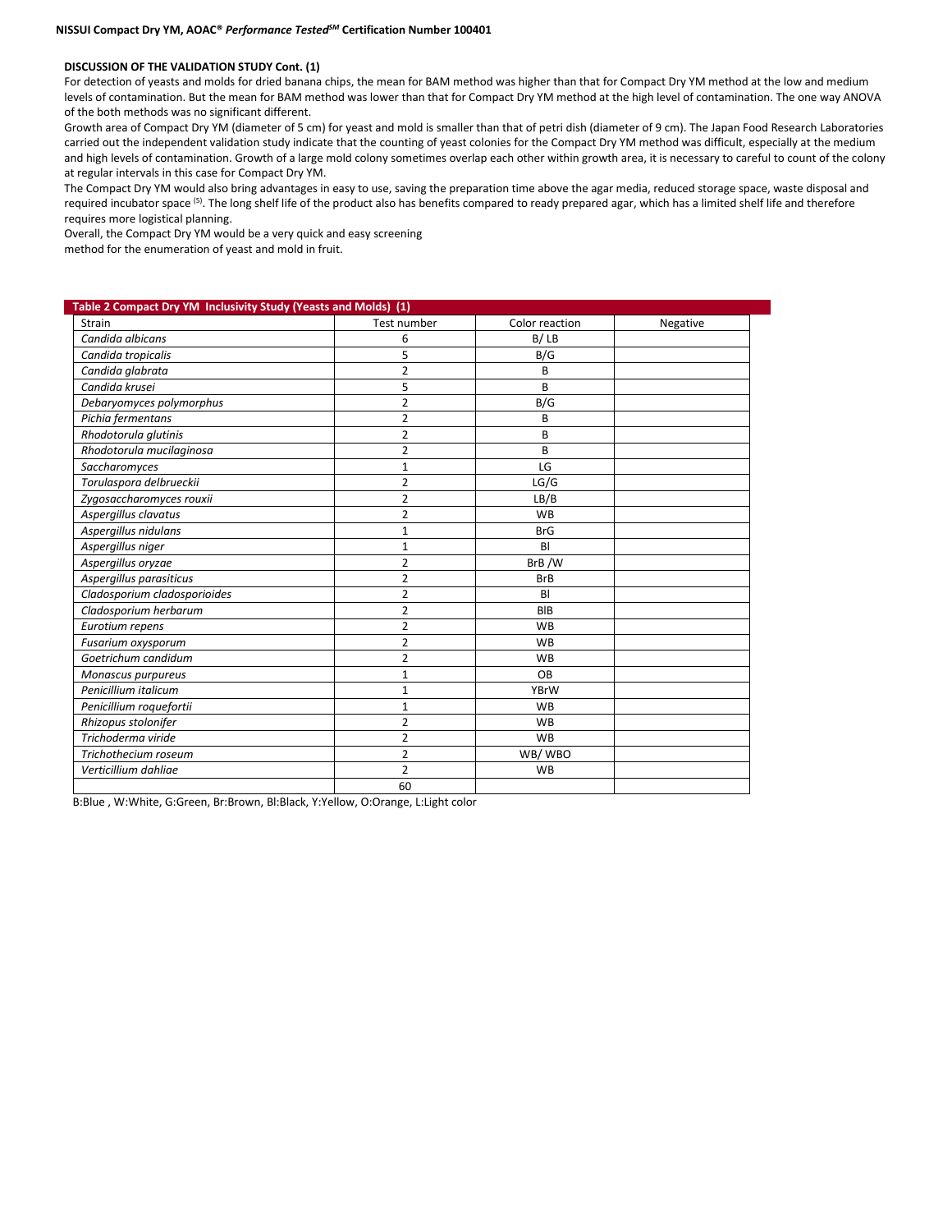### DISCUSSION OF THE VALIDATION STUDY Cont. (1)

For detection of yeasts and molds for dried banana chips, the mean for BAM method was higher than that for Compact Dry YM method at the low and medium levels of contamination. But the mean for BAM method was lower than that for Compact Dry YM method at the high level of contamination. The one way ANOVA of the both methods was no significant different.

Growth area of Compact Dry YM (diameter of 5 cm) for yeast and mold is smaller than that of petri dish (diameter of 9 cm). The Japan Food Research Laboratories carried out the independent validation study indicate that the counting of yeast colonies for the Compact Dry YM method was difficult, especially at the medium and high levels of contamination. Growth of a large mold colony sometimes overlap each other within growth area, it is necessary to careful to count of the colony at regular intervals in this case for Compact Dry YM.

The Compact Dry YM would also bring advantages in easy to use, saving the preparation time above the agar media, reduced storage space, waste disposal and required incubator space [5]. The long shelf life of the product also has benefits compared to ready prepared agar, which has a limited shelf life and therefore requires more logistical planning.

Overall, the Compact Dry YM would be a very quick and easy screening method for the enumeration of yeast and mold in fruit.

**Table 2 Compact Dry YM Inclusivity Study (Yeasts and Molds) (1)**

| Strain | Test number | Color reaction | Negative |
|---|---|---|---|
| *Candida albicans* | 6 | B/ LB | |
| *Candida tropicalis* | 5 | B/G | |
| *Candida glabrata* | 2 | B | |
| *Candida krusei* | 5 | B | |
| *Debaryomyces polymorphus* | 2 | B/G | |
| *Pichia fermentans* | 2 | B | |
| *Rhodotorula glutinis* | 2 | B | |
| *Rhodotorula mucilaginosa* | 2 | B | |
| *Saccharomyces* | 1 | LG | |
| *Torulaspora delbrueckii* | 2 | LG/G | |
| *Zygosaccharomyces rouxii* | 2 | LB/B | |
| *Aspergillus clavatus* | 2 | WB | |
| *Aspergillus nidulans* | 1 | BrG | |
| *Aspergillus niger* | 1 | Bl | |
| *Aspergillus oryzae* | 2 | BrB /W | |
| *Aspergillus parasiticus* | 2 | BrB | |
| *Cladosporium cladosporioides* | 2 | Bl | |
| *Cladosporium herbarum* | 2 | BlB | |
| *Eurotium repens* | 2 | WB | |
| *Fusarium oxysporum* | 2 | WB | |
| *Goetrichum candidum* | 2 | WB | |
| *Monascus purpureus* | 1 | OB | |
| *Penicillium italicum* | 1 | YBrW | |
| *Penicillium roquefortii* | 1 | WB | |
| *Rhizopus stolonifer* | 2 | WB | |
| *Trichoderma viride* | 2 | WB | |
| *Trichothecium roseum* | 2 | WB/ WBO | |
| *Verticillium dahliae* | 2 | WB | |
| | 60 | | |

B:Blue , W:White, G:Green, Br:Brown, Bl:Black, Y:Yellow, O:Orange, L:Light color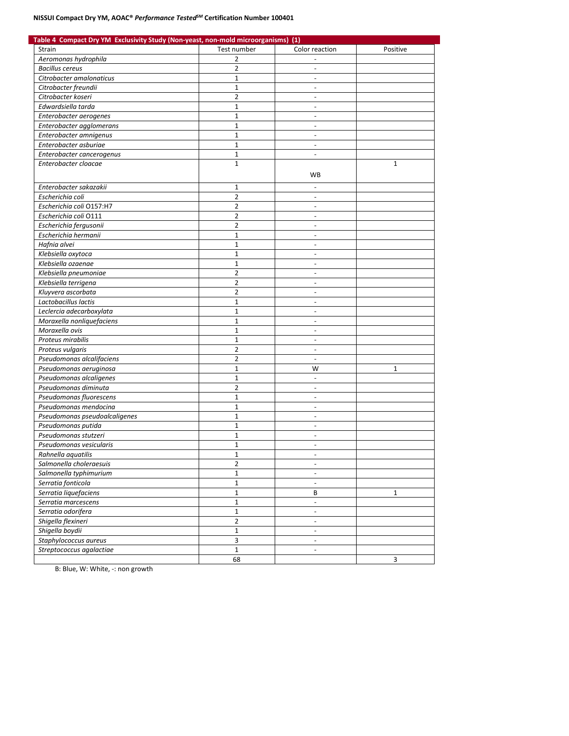**Table 4 Compact Dry YM Exclusivity Study (Non-yeast, non-mold microorganisms) (1)**

| Strain | Test number | Color reaction | Positive |
|---|---|---|---|
| *Aeromonas hydrophila* | 2 | - | |
| *Bacillus cereus* | 2 | - | |
| *Citrobacter amalonaticus* | 1 | - | |
| *Citrobacter freundii* | 1 | - | |
| *Citrobacter koseri* | 2 | - | |
| *Edwardsiella tarda* | 1 | - | |
| *Enterobacter aerogenes* | 1 | - | |
| *Enterobacter agglomerans* | 1 | - | |
| *Enterobacter amnigenus* | 1 | - | |
| *Enterobacter asburiae* | 1 | - | |
| *Enterobacter cancerogenus* | 1 | - | |
| *Enterobacter cloacae* | 1 | WB | 1 |
| *Enterobacter sakazakii* | 1 | - | |
| *Escherichia coli* | 2 | - | |
| *Escherichia coli* O157:H7 | 2 | - | |
| *Escherichia coli* O111 | 2 | - | |
| *Escherichia fergusonii* | 2 | - | |
| *Escherichia hermanii* | 1 | - | |
| *Hafnia alvei* | 1 | - | |
| *Klebsiella oxytoca* | 1 | - | |
| *Klebsiella ozaenae* | 1 | - | |
| *Klebsiella pneumoniae* | 2 | - | |
| *Klebsiella terrigena* | 2 | - | |
| *Kluyvera ascorbata* | 2 | - | |
| *Lactobacillus lactis* | 1 | - | |
| *Leclercia adecarboxylata* | 1 | - | |
| *Moraxella nonliquefaciens* | 1 | - | |
| *Moraxella ovis* | 1 | - | |
| *Proteus mirabilis* | 1 | - | |
| *Proteus vulgaris* | 2 | - | |
| *Pseudomonas alcalifaciens* | 2 | - | |
| *Pseudomonas aeruginosa* | 1 | W | 1 |
| *Pseudomonas alcaligenes* | 1 | - | |
| *Pseudomonas diminuta* | 2 | - | |
| *Pseudomonas fluorescens* | 1 | - | |
| *Pseudomonas mendocina* | 1 | - | |
| *Pseudomonas pseudoalcaligenes* | 1 | - | |
| *Pseudomonas putida* | 1 | - | |
| *Pseudomonas stutzeri* | 1 | - | |
| *Pseudomonas vesicularis* | 1 | - | |
| *Rahnella aquatilis* | 1 | - | |
| *Salmonella choleraesuis* | 2 | - | |
| *Salmonella typhimurium* | 1 | - | |
| *Serratia fonticola* | 1 | - | |
| *Serratia liquefaciens* | 1 | B | 1 |
| *Serratia marcescens* | 1 | - | |
| *Serratia odorifera* | 1 | - | |
| *Shigella flexineri* | 2 | - | |
| *Shigella boydii* | 1 | - | |
| *Staphylococcus aureus* | 3 | - | |
| *Streptococcus agalactiae* | 1 | - | |
| | 68 | | 3 |

B: Blue, W: White, -: non growth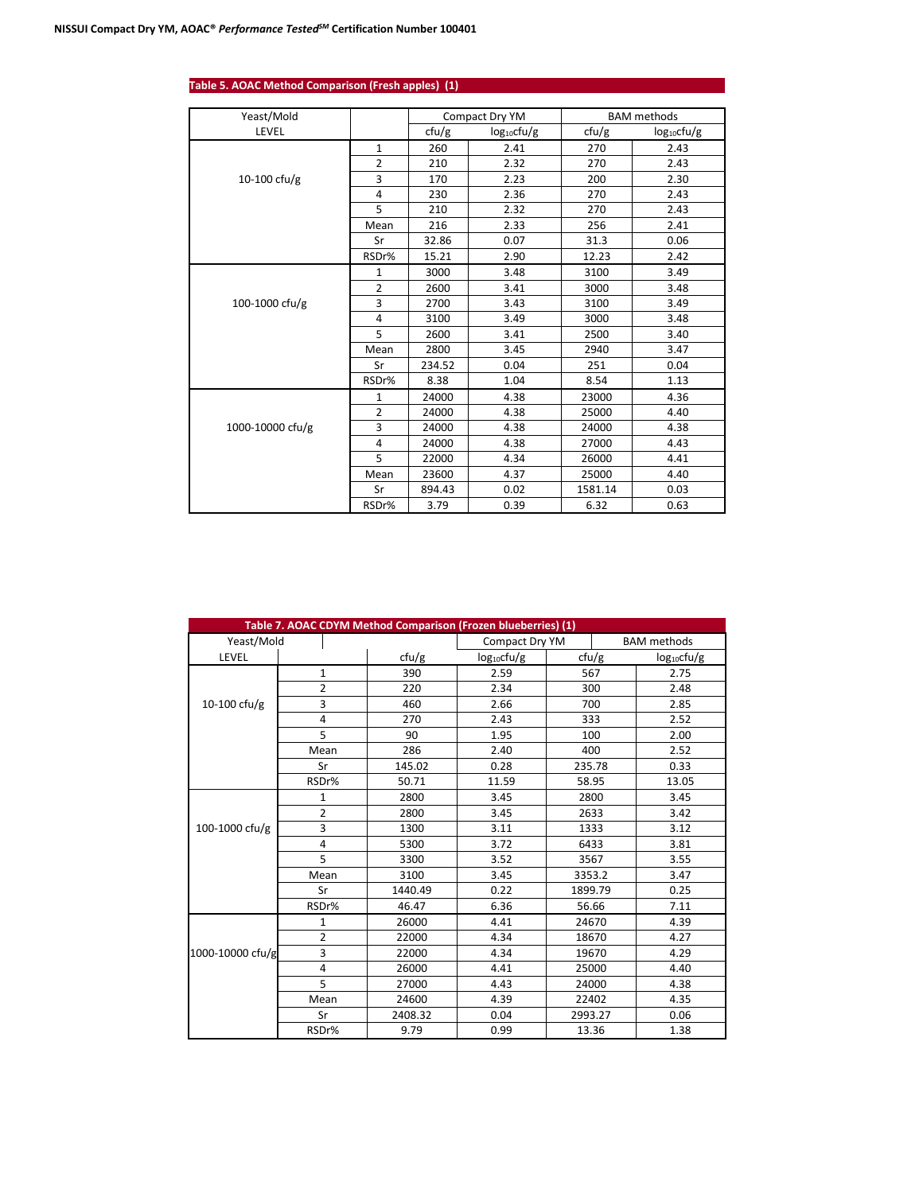**Table 5. AOAC Method Comparison (Fresh apples) (1)**

| Yeast/Mold LEVEL | | Compact Dry YM | | BAM methods | |
|---|---|---|---|---|---|
| | | cfu/g | $log_{10}$cfu/g | cfu/g | $log_{10}$cfu/g |
| 10-100 cfu/g | 1 | 260 | 2.41 | 270 | 2.43 |
| | 2 | 210 | 2.32 | 270 | 2.43 |
| | 3 | 170 | 2.23 | 200 | 2.30 |
| | 4 | 230 | 2.36 | 270 | 2.43 |
| | 5 | 210 | 2.32 | 270 | 2.43 |
| | Mean | 216 | 2.33 | 256 | 2.41 |
| | Sr | 32.86 | 0.07 | 31.3 | 0.06 |
| | RSDr% | 15.21 | 2.90 | 12.23 | 2.42 |
| 100-1000 cfu/g | 1 | 3000 | 3.48 | 3100 | 3.49 |
| | 2 | 2600 | 3.41 | 3000 | 3.48 |
| | 3 | 2700 | 3.43 | 3100 | 3.49 |
| | 4 | 3100 | 3.49 | 3000 | 3.48 |
| | 5 | 2600 | 3.41 | 2500 | 3.40 |
| | Mean | 2800 | 3.45 | 2940 | 3.47 |
| | Sr | 234.52 | 0.04 | 251 | 0.04 |
| | RSDr% | 8.38 | 1.04 | 8.54 | 1.13 |
| 1000-10000 cfu/g | 1 | 24000 | 4.38 | 23000 | 4.36 |
| | 2 | 24000 | 4.38 | 25000 | 4.40 |
| | 3 | 24000 | 4.38 | 24000 | 4.38 |
| | 4 | 24000 | 4.38 | 27000 | 4.43 |
| | 5 | 22000 | 4.34 | 26000 | 4.41 |
| | Mean | 23600 | 4.37 | 25000 | 4.40 |
| | Sr | 894.43 | 0.02 | 1581.14 | 0.03 |
| | RSDr% | 3.79 | 0.39 | 6.32 | 0.63 |

**Table 7. AOAC CDYM Method Comparison (Frozen blueberries) (1)**

| Yeast/Mold LEVEL | | Compact Dry YM | | BAM methods | |
|---|---|---|---|---|---|
| | | cfu/g | $log_{10}$cfu/g | cfu/g | $log_{10}$cfu/g |
| 10-100 cfu/g | 1 | 390 | 2.59 | 567 | 2.75 |
| | 2 | 220 | 2.34 | 300 | 2.48 |
| | 3 | 460 | 2.66 | 700 | 2.85 |
| | 4 | 270 | 2.43 | 333 | 2.52 |
| | 5 | 90 | 1.95 | 100 | 2.00 |
| | Mean | 286 | 2.40 | 400 | 2.52 |
| | Sr | 145.02 | 0.28 | 235.78 | 0.33 |
| | RSDr% | 50.71 | 11.59 | 58.95 | 13.05 |
| 100-1000 cfu/g | 1 | 2800 | 3.45 | 2800 | 3.45 |
| | 2 | 2800 | 3.45 | 2633 | 3.42 |
| | 3 | 1300 | 3.11 | 1333 | 3.12 |
| | 4 | 5300 | 3.72 | 6433 | 3.81 |
| | 5 | 3300 | 3.52 | 3567 | 3.55 |
| | Mean | 3100 | 3.45 | 3353.2 | 3.47 |
| | Sr | 1440.49 | 0.22 | 1899.79 | 0.25 |
| | RSDr% | 46.47 | 6.36 | 56.66 | 7.11 |
| 1000-10000 cfu/g | 1 | 26000 | 4.41 | 24670 | 4.39 |
| | 2 | 22000 | 4.34 | 18670 | 4.27 |
| | 3 | 22000 | 4.34 | 19670 | 4.29 |
| | 4 | 26000 | 4.41 | 25000 | 4.40 |
| | 5 | 27000 | 4.43 | 24000 | 4.38 |
| | Mean | 24600 | 4.39 | 22402 | 4.35 |
| | Sr | 2408.32 | 0.04 | 2993.27 | 0.06 |
| | RSDr% | 9.79 | 0.99 | 13.36 | 1.38 |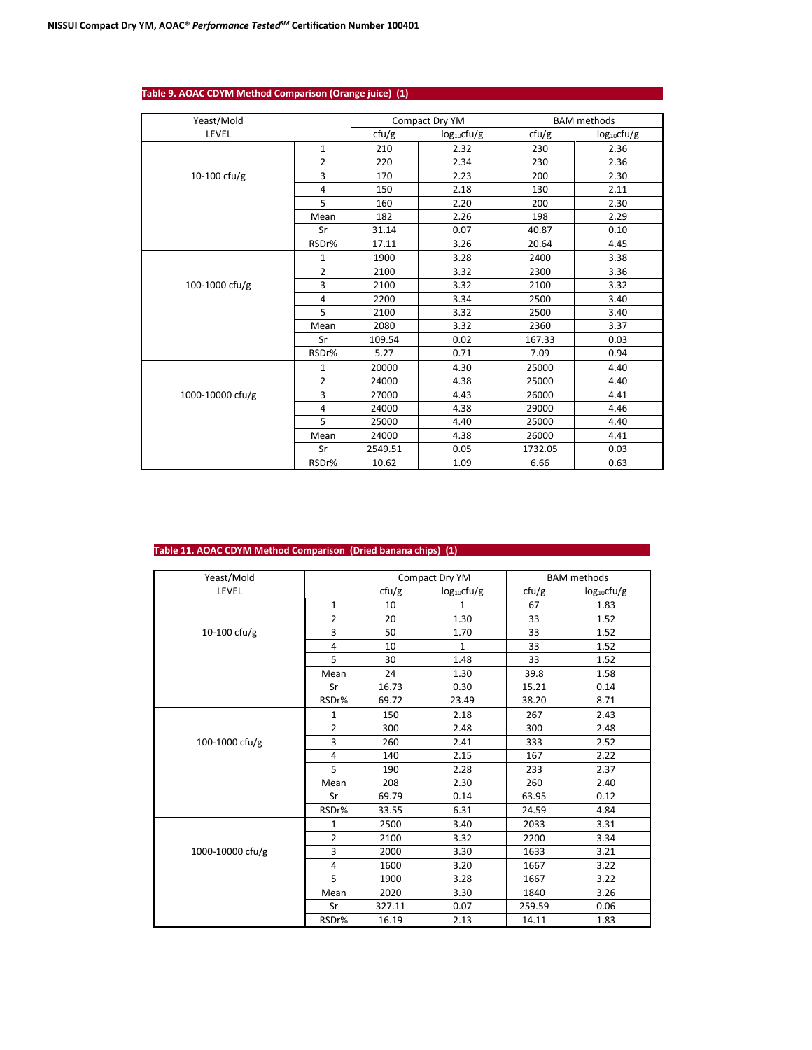**Table 9. AOAC CDYM Method Comparison (Orange juice) (1)**

| Yeast/Mold LEVEL | | Compact Dry YM | | BAM methods | |
|---|---|---|---|---|---|
| | | cfu/g | $log_{10}$cfu/g | cfu/g | $log_{10}$cfu/g |
| 10-100 cfu/g | 1 | 210 | 2.32 | 230 | 2.36 |
| | 2 | 220 | 2.34 | 230 | 2.36 |
| | 3 | 170 | 2.23 | 200 | 2.30 |
| | 4 | 150 | 2.18 | 130 | 2.11 |
| | 5 | 160 | 2.20 | 200 | 2.30 |
| | Mean | 182 | 2.26 | 198 | 2.29 |
| | Sr | 31.14 | 0.07 | 40.87 | 0.10 |
| | RSDr% | 17.11 | 3.26 | 20.64 | 4.45 |
| 100-1000 cfu/g | 1 | 1900 | 3.28 | 2400 | 3.38 |
| | 2 | 2100 | 3.32 | 2300 | 3.36 |
| | 3 | 2100 | 3.32 | 2100 | 3.32 |
| | 4 | 2200 | 3.34 | 2500 | 3.40 |
| | 5 | 2100 | 3.32 | 2500 | 3.40 |
| | Mean | 2080 | 3.32 | 2360 | 3.37 |
| | Sr | 109.54 | 0.02 | 167.33 | 0.03 |
| | RSDr% | 5.27 | 0.71 | 7.09 | 0.94 |
| 1000-10000 cfu/g | 1 | 20000 | 4.30 | 25000 | 4.40 |
| | 2 | 24000 | 4.38 | 25000 | 4.40 |
| | 3 | 27000 | 4.43 | 26000 | 4.41 |
| | 4 | 24000 | 4.38 | 29000 | 4.46 |
| | 5 | 25000 | 4.40 | 25000 | 4.40 |
| | Mean | 24000 | 4.38 | 26000 | 4.41 |
| | Sr | 2549.51 | 0.05 | 1732.05 | 0.03 |
| | RSDr% | 10.62 | 1.09 | 6.66 | 0.63 |

**Table 11. AOAC CDYM Method Comparison (Dried banana chips) (1)**

| Yeast/Mold LEVEL | | Compact Dry YM | | BAM methods | |
|---|---|---|---|---|---|
| | | cfu/g | $log_{10}$cfu/g | cfu/g | $log_{10}$cfu/g |
| 10-100 cfu/g | 1 | 10 | 1 | 67 | 1.83 |
| | 2 | 20 | 1.30 | 33 | 1.52 |
| | 3 | 50 | 1.70 | 33 | 1.52 |
| | 4 | 10 | 1 | 33 | 1.52 |
| | 5 | 30 | 1.48 | 33 | 1.52 |
| | Mean | 24 | 1.30 | 39.8 | 1.58 |
| | Sr | 16.73 | 0.30 | 15.21 | 0.14 |
| | RSDr% | 69.72 | 23.49 | 38.20 | 8.71 |
| 100-1000 cfu/g | 1 | 150 | 2.18 | 267 | 2.43 |
| | 2 | 300 | 2.48 | 300 | 2.48 |
| | 3 | 260 | 2.41 | 333 | 2.52 |
| | 4 | 140 | 2.15 | 167 | 2.22 |
| | 5 | 190 | 2.28 | 233 | 2.37 |
| | Mean | 208 | 2.30 | 260 | 2.40 |
| | Sr | 69.79 | 0.14 | 63.95 | 0.12 |
| | RSDr% | 33.55 | 6.31 | 24.59 | 4.84 |
| 1000-10000 cfu/g | 1 | 2500 | 3.40 | 2033 | 3.31 |
| | 2 | 2100 | 3.32 | 2200 | 3.34 |
| | 3 | 2000 | 3.30 | 1633 | 3.21 |
| | 4 | 1600 | 3.20 | 1667 | 3.22 |
| | 5 | 1900 | 3.28 | 1667 | 3.22 |
| | Mean | 2020 | 3.30 | 1840 | 3.26 |
| | Sr | 327.11 | 0.07 | 259.59 | 0.06 |
| | RSDr% | 16.19 | 2.13 | 14.11 | 1.83 |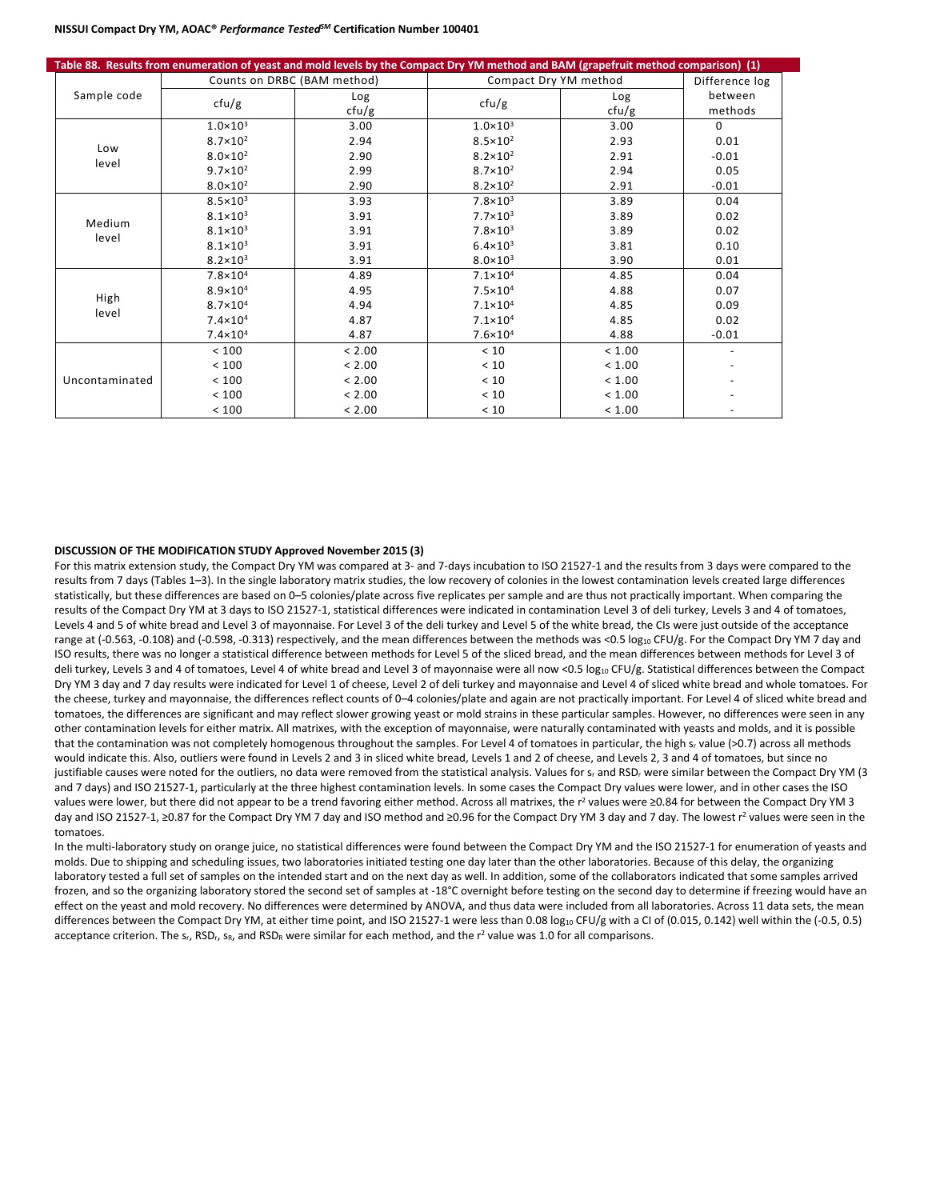**Table 88. Results from enumeration of yeast and mold levels by the Compact Dry YM method and BAM (grapefruit method comparison) (1)**

| Sample code | Counts on DRBC (BAM method) | | Compact Dry YM method | | Difference log between methods |
|---|---|---|---|---|---|
| | cfu/g | Log cfu/g | cfu/g | Log cfu/g | |
| Low level | $1.0 \times 10^3$ | 3.00 | $1.0 \times 10^3$ | 3.00 | 0 |
| | $8.7 \times 10^2$ | 2.94 | $8.5 \times 10^2$ | 2.93 | 0.01 |
| | $8.0 \times 10^2$ | 2.90 | $8.2 \times 10^2$ | 2.91 | -0.01 |
| | $9.7 \times 10^2$ | 2.99 | $8.7 \times 10^2$ | 2.94 | 0.05 |
| | $8.0 \times 10^2$ | 2.90 | $8.2 \times 10^2$ | 2.91 | -0.01 |
| Medium level | $8.5 \times 10^3$ | 3.93 | $7.8 \times 10^3$ | 3.89 | 0.04 |
| | $8.1 \times 10^3$ | 3.91 | $7.7 \times 10^3$ | 3.89 | 0.02 |
| | $8.1 \times 10^3$ | 3.91 | $7.8 \times 10^3$ | 3.89 | 0.02 |
| | $8.1 \times 10^3$ | 3.91 | $6.4 \times 10^3$ | 3.81 | 0.10 |
| | $8.2 \times 10^3$ | 3.91 | $8.0 \times 10^3$ | 3.90 | 0.01 |
| High level | $7.8 \times 10^4$ | 4.89 | $7.1 \times 10^4$ | 4.85 | 0.04 |
| | $8.9 \times 10^4$ | 4.95 | $7.5 \times 10^4$ | 4.88 | 0.07 |
| | $8.7 \times 10^4$ | 4.94 | $7.1 \times 10^4$ | 4.85 | 0.09 |
| | $7.4 \times 10^4$ | 4.87 | $7.1 \times 10^4$ | 4.85 | 0.02 |
| | $7.4 \times 10^4$ | 4.87 | $7.6 \times 10^4$ | 4.88 | -0.01 |
| Uncontaminated | < 100 | < 2.00 | < 10 | < 1.00 | - |
| | < 100 | < 2.00 | < 10 | < 1.00 | - |
| | < 100 | < 2.00 | < 10 | < 1.00 | - |
| | < 100 | < 2.00 | < 10 | < 1.00 | - |
| | < 100 | < 2.00 | < 10 | < 1.00 | - |

**DISCUSSION OF THE MODIFICATION STUDY Approved November 2015 (3)**

For this matrix extension study, the Compact Dry YM was compared at 3- and 7-days incubation to ISO 21527-1 and the results from 3 days were compared to the results from 7 days (Tables 1–3). In the single laboratory matrix studies, the low recovery of colonies in the lowest contamination levels created large differences statistically, but these differences are based on 0–5 colonies/plate across five replicates per sample and are thus not practically important. When comparing the results of the Compact Dry YM at 3 days to ISO 21527-1, statistical differences were indicated in contamination Level 3 of deli turkey, Levels 3 and 4 of tomatoes, Levels 4 and 5 of white bread and Level 3 of mayonnaise. For Level 3 of the deli turkey and Level 5 of the white bread, the CIs were just outside of the acceptance range at (-0.563, -0.108) and (-0.598, -0.313) respectively, and the mean differences between the methods was <0.5 $\log_{10}$ CFU/g. For the Compact Dry YM 7 day and ISO results, there was no longer a statistical difference between methods for Level 5 of the sliced bread, and the mean differences between methods for Level 3 of deli turkey, Levels 3 and 4 of tomatoes, Level 4 of white bread and Level 3 of mayonnaise were all now <0.5 $\log_{10}$ CFU/g. Statistical differences between the Compact Dry YM 3 day and 7 day results were indicated for Level 1 of cheese, Level 2 of deli turkey and mayonnaise and Level 4 of sliced white bread and whole tomatoes. For the cheese, turkey and mayonnaise, the differences reflect counts of 0–4 colonies/plate and again are not practically important. For Level 4 of sliced white bread and tomatoes, the differences are significant and may reflect slower growing yeast or mold strains in these particular samples. However, no differences were seen in any other contamination levels for either matrix. All matrixes, with the exception of mayonnaise, were naturally contaminated with yeasts and molds, and it is possible that the contamination was not completely homogenous throughout the samples. For Level 4 of tomatoes in particular, the high $s_r$ value (>0.7) across all methods would indicate this. Also, outliers were found in Levels 2 and 3 in sliced white bread, Levels 1 and 2 of cheese, and Levels 2, 3 and 4 of tomatoes, but since no justifiable causes were noted for the outliers, no data were removed from the statistical analysis. Values for $s_r$ and $RSD_r$ were similar between the Compact Dry YM (3 and 7 days) and ISO 21527-1, particularly at the three highest contamination levels. In some cases the Compact Dry values were lower, and in other cases the ISO values were lower, but there did not appear to be a trend favoring either method. Across all matrixes, the $r^2$ values were ≥0.84 for between the Compact Dry YM 3 day and ISO 21527-1, ≥0.87 for the Compact Dry YM 7 day and ISO method and ≥0.96 for the Compact Dry YM 3 day and 7 day. The lowest $r^2$ values were seen in the tomatoes.

In the multi-laboratory study on orange juice, no statistical differences were found between the Compact Dry YM and the ISO 21527-1 for enumeration of yeasts and molds. Due to shipping and scheduling issues, two laboratories initiated testing one day later than the other laboratories. Because of this delay, the organizing laboratory tested a full set of samples on the intended start and on the next day as well. In addition, some of the collaborators indicated that some samples arrived frozen, and so the organizing laboratory stored the second set of samples at -18°C overnight before testing on the second day to determine if freezing would have an effect on the yeast and mold recovery. No differences were determined by ANOVA, and thus data were included from all laboratories. Across 11 data sets, the mean differences between the Compact Dry YM, at either time point, and ISO 21527-1 were less than 0.08 $\log_{10}$ CFU/g with a CI of (0.015, 0.142) well within the (-0.5, 0.5) acceptance criterion. The $s_r$, $RSD_r$, $s_R$, and $RSD_R$ were similar for each method, and the $r^2$ value was 1.0 for all comparisons.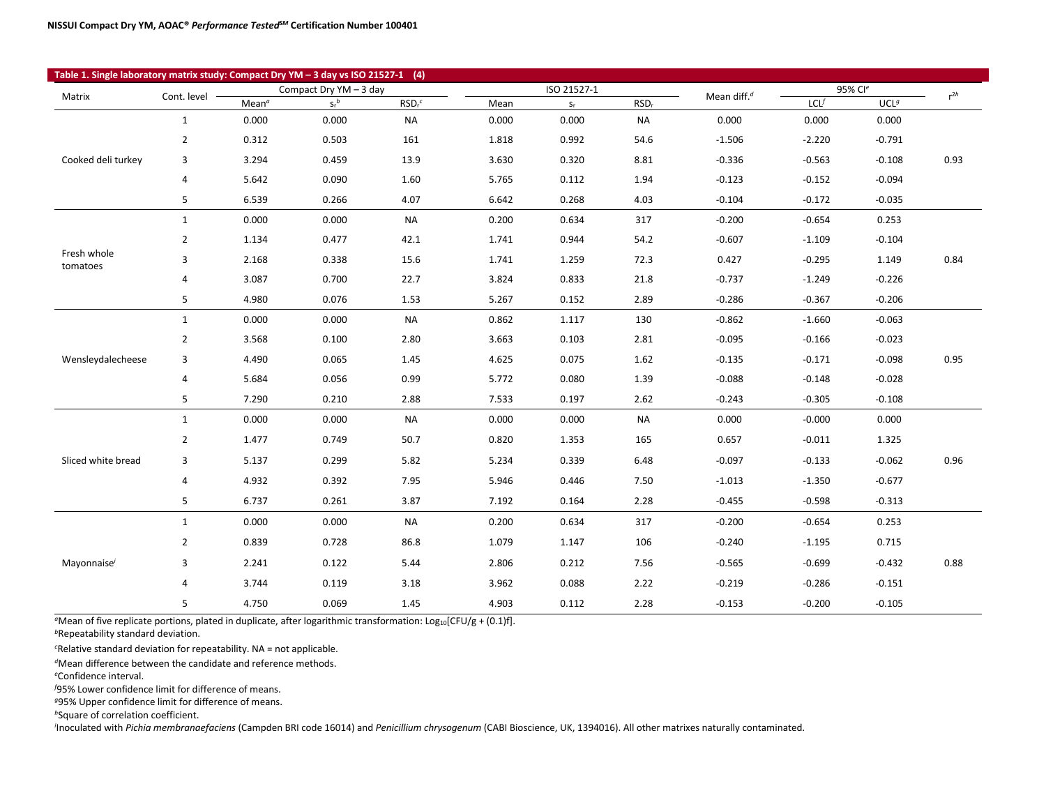**Table 1. Single laboratory matrix study: Compact Dry YM – 3 day vs ISO 21527-1 (4)**

| Matrix | Cont. level | Compact Dry YM – 3 day | | | ISO 21527-1 | | | Mean diff.[d] | 95% CI[e] | | $r^2$[h] |
|---|---|---|---|---|---|---|---|---|---|---|---|
| | | Mean[a] | $s_r$[b] | $RSD_r$[c] | Mean | $s_r$ | $RSD_r$ | | LCL[f] | UCL[g] | |
| Cooked deli turkey | 1 | 0.000 | 0.000 | NA | 0.000 | 0.000 | NA | 0.000 | 0.000 | 0.000 | 0.93 |
| | 2 | 0.312 | 0.503 | 161 | 1.818 | 0.992 | 54.6 | -1.506 | -2.220 | -0.791 | |
| | 3 | 3.294 | 0.459 | 13.9 | 3.630 | 0.320 | 8.81 | -0.336 | -0.563 | -0.108 | |
| | 4 | 5.642 | 0.090 | 1.60 | 5.765 | 0.112 | 1.94 | -0.123 | -0.152 | -0.094 | |
| | 5 | 6.539 | 0.266 | 4.07 | 6.642 | 0.268 | 4.03 | -0.104 | -0.172 | -0.035 | |
| Fresh whole tomatoes | 1 | 0.000 | 0.000 | NA | 0.200 | 0.634 | 317 | -0.200 | -0.654 | 0.253 | 0.84 |
| | 2 | 1.134 | 0.477 | 42.1 | 1.741 | 0.944 | 54.2 | -0.607 | -1.109 | -0.104 | |
| | 3 | 2.168 | 0.338 | 15.6 | 1.741 | 1.259 | 72.3 | 0.427 | -0.295 | 1.149 | |
| | 4 | 3.087 | 0.700 | 22.7 | 3.824 | 0.833 | 21.8 | -0.737 | -1.249 | -0.226 | |
| | 5 | 4.980 | 0.076 | 1.53 | 5.267 | 0.152 | 2.89 | -0.286 | -0.367 | -0.206 | |
| Wensleydalecheese | 1 | 0.000 | 0.000 | NA | 0.862 | 1.117 | 130 | -0.862 | -1.660 | -0.063 | 0.95 |
| | 2 | 3.568 | 0.100 | 2.80 | 3.663 | 0.103 | 2.81 | -0.095 | -0.166 | -0.023 | |
| | 3 | 4.490 | 0.065 | 1.45 | 4.625 | 0.075 | 1.62 | -0.135 | -0.171 | -0.098 | |
| | 4 | 5.684 | 0.056 | 0.99 | 5.772 | 0.080 | 1.39 | -0.088 | -0.148 | -0.028 | |
| | 5 | 7.290 | 0.210 | 2.88 | 7.533 | 0.197 | 2.62 | -0.243 | -0.305 | -0.108 | |
| Sliced white bread | 1 | 0.000 | 0.000 | NA | 0.000 | 0.000 | NA | 0.000 | -0.000 | 0.000 | 0.96 |
| | 2 | 1.477 | 0.749 | 50.7 | 0.820 | 1.353 | 165 | 0.657 | -0.011 | 1.325 | |
| | 3 | 5.137 | 0.299 | 5.82 | 5.234 | 0.339 | 6.48 | -0.097 | -0.133 | -0.062 | |
| | 4 | 4.932 | 0.392 | 7.95 | 5.946 | 0.446 | 7.50 | -1.013 | -1.350 | -0.677 | |
| | 5 | 6.737 | 0.261 | 3.87 | 7.192 | 0.164 | 2.28 | -0.455 | -0.598 | -0.313 | |
| Mayonnaise[i] | 1 | 0.000 | 0.000 | NA | 0.200 | 0.634 | 317 | -0.200 | -0.654 | 0.253 | 0.88 |
| | 2 | 0.839 | 0.728 | 86.8 | 1.079 | 1.147 | 106 | -0.240 | -1.195 | 0.715 | |
| | 3 | 2.241 | 0.122 | 5.44 | 2.806 | 0.212 | 7.56 | -0.565 | -0.699 | -0.432 | |
| | 4 | 3.744 | 0.119 | 3.18 | 3.962 | 0.088 | 2.22 | -0.219 | -0.286 | -0.151 | |
| | 5 | 4.750 | 0.069 | 1.45 | 4.903 | 0.112 | 2.28 | -0.153 | -0.200 | -0.105 | |

[a]Mean of five replicate portions, plated in duplicate, after logarithmic transformation: $Log_{10}$[CFU/g + (0.1)f].
[b]Repeatability standard deviation.
[c]Relative standard deviation for repeatability. NA = not applicable.
[d]Mean difference between the candidate and reference methods.
[e]Confidence interval.
[f]95% Lower confidence limit for difference of means.
[g]95% Upper confidence limit for difference of means.
[h]Square of correlation coefficient.
[i]Inoculated with *Pichia membranaefaciens* (Campden BRI code 16014) and *Penicillium chrysogenum* (CABI Bioscience, UK, 1394016). All other matrixes naturally contaminated.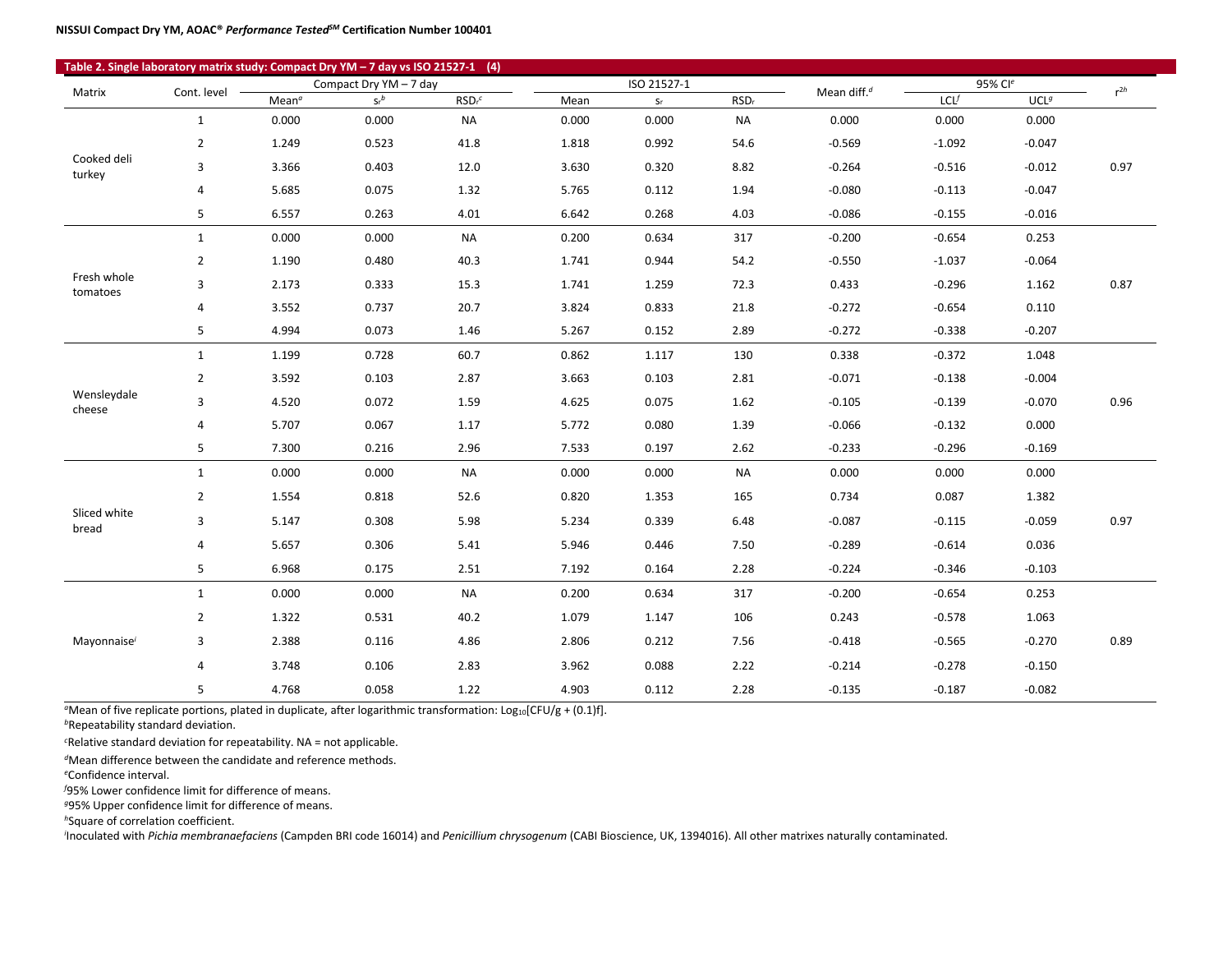**Table 2. Single laboratory matrix study: Compact Dry YM – 7 day vs ISO 21527-1 (4)**

| Matrix | Cont. level | Compact Dry YM – 7 day | | | ISO 21527-1 | | | Mean diff.[d] | 95% CI[e] | | $r^{2h}$ |
|---|---|---|---|---|---|---|---|---|---|---|---|
| | | Mean[a] | $s_r$[b] | $RSD_r$[c] | Mean | $s_r$ | $RSD_r$ | | LCL[f] | UCL[g] | |
| Cooked deli turkey | 1 | 0.000 | 0.000 | NA | 0.000 | 0.000 | NA | 0.000 | 0.000 | 0.000 | 0.97 |
| | 2 | 1.249 | 0.523 | 41.8 | 1.818 | 0.992 | 54.6 | -0.569 | -1.092 | -0.047 | |
| | 3 | 3.366 | 0.403 | 12.0 | 3.630 | 0.320 | 8.82 | -0.264 | -0.516 | -0.012 | |
| | 4 | 5.685 | 0.075 | 1.32 | 5.765 | 0.112 | 1.94 | -0.080 | -0.113 | -0.047 | |
| | 5 | 6.557 | 0.263 | 4.01 | 6.642 | 0.268 | 4.03 | -0.086 | -0.155 | -0.016 | |
| Fresh whole tomatoes | 1 | 0.000 | 0.000 | NA | 0.200 | 0.634 | 317 | -0.200 | -0.654 | 0.253 | 0.87 |
| | 2 | 1.190 | 0.480 | 40.3 | 1.741 | 0.944 | 54.2 | -0.550 | -1.037 | -0.064 | |
| | 3 | 2.173 | 0.333 | 15.3 | 1.741 | 1.259 | 72.3 | 0.433 | -0.296 | 1.162 | |
| | 4 | 3.552 | 0.737 | 20.7 | 3.824 | 0.833 | 21.8 | -0.272 | -0.654 | 0.110 | |
| | 5 | 4.994 | 0.073 | 1.46 | 5.267 | 0.152 | 2.89 | -0.272 | -0.338 | -0.207 | |
| Wensleydale cheese | 1 | 1.199 | 0.728 | 60.7 | 0.862 | 1.117 | 130 | 0.338 | -0.372 | 1.048 | 0.96 |
| | 2 | 3.592 | 0.103 | 2.87 | 3.663 | 0.103 | 2.81 | -0.071 | -0.138 | -0.004 | |
| | 3 | 4.520 | 0.072 | 1.59 | 4.625 | 0.075 | 1.62 | -0.105 | -0.139 | -0.070 | |
| | 4 | 5.707 | 0.067 | 1.17 | 5.772 | 0.080 | 1.39 | -0.066 | -0.132 | 0.000 | |
| | 5 | 7.300 | 0.216 | 2.96 | 7.533 | 0.197 | 2.62 | -0.233 | -0.296 | -0.169 | |
| Sliced white bread | 1 | 0.000 | 0.000 | NA | 0.000 | 0.000 | NA | 0.000 | 0.000 | 0.000 | 0.97 |
| | 2 | 1.554 | 0.818 | 52.6 | 0.820 | 1.353 | 165 | 0.734 | 0.087 | 1.382 | |
| | 3 | 5.147 | 0.308 | 5.98 | 5.234 | 0.339 | 6.48 | -0.087 | -0.115 | -0.059 | |
| | 4 | 5.657 | 0.306 | 5.41 | 5.946 | 0.446 | 7.50 | -0.289 | -0.614 | 0.036 | |
| | 5 | 6.968 | 0.175 | 2.51 | 7.192 | 0.164 | 2.28 | -0.224 | -0.346 | -0.103 | |
| Mayonnaise[i] | 1 | 0.000 | 0.000 | NA | 0.200 | 0.634 | 317 | -0.200 | -0.654 | 0.253 | 0.89 |
| | 2 | 1.322 | 0.531 | 40.2 | 1.079 | 1.147 | 106 | 0.243 | -0.578 | 1.063 | |
| | 3 | 2.388 | 0.116 | 4.86 | 2.806 | 0.212 | 7.56 | -0.418 | -0.565 | -0.270 | |
| | 4 | 3.748 | 0.106 | 2.83 | 3.962 | 0.088 | 2.22 | -0.214 | -0.278 | -0.150 | |
| | 5 | 4.768 | 0.058 | 1.22 | 4.903 | 0.112 | 2.28 | -0.135 | -0.187 | -0.082 | |

[a]Mean of five replicate portions, plated in duplicate, after logarithmic transformation: $Log_{10}$[CFU/g + (0.1)f].
[b]Repeatability standard deviation.
[c]Relative standard deviation for repeatability. NA = not applicable.
[d]Mean difference between the candidate and reference methods.
[e]Confidence interval.
[f]95% Lower confidence limit for difference of means.
[g]95% Upper confidence limit for difference of means.
[h]Square of correlation coefficient.
[i]Inoculated with *Pichia membranaefaciens* (Campden BRI code 16014) and *Penicillium chrysogenum* (CABI Bioscience, UK, 1394016). All other matrixes naturally contaminated.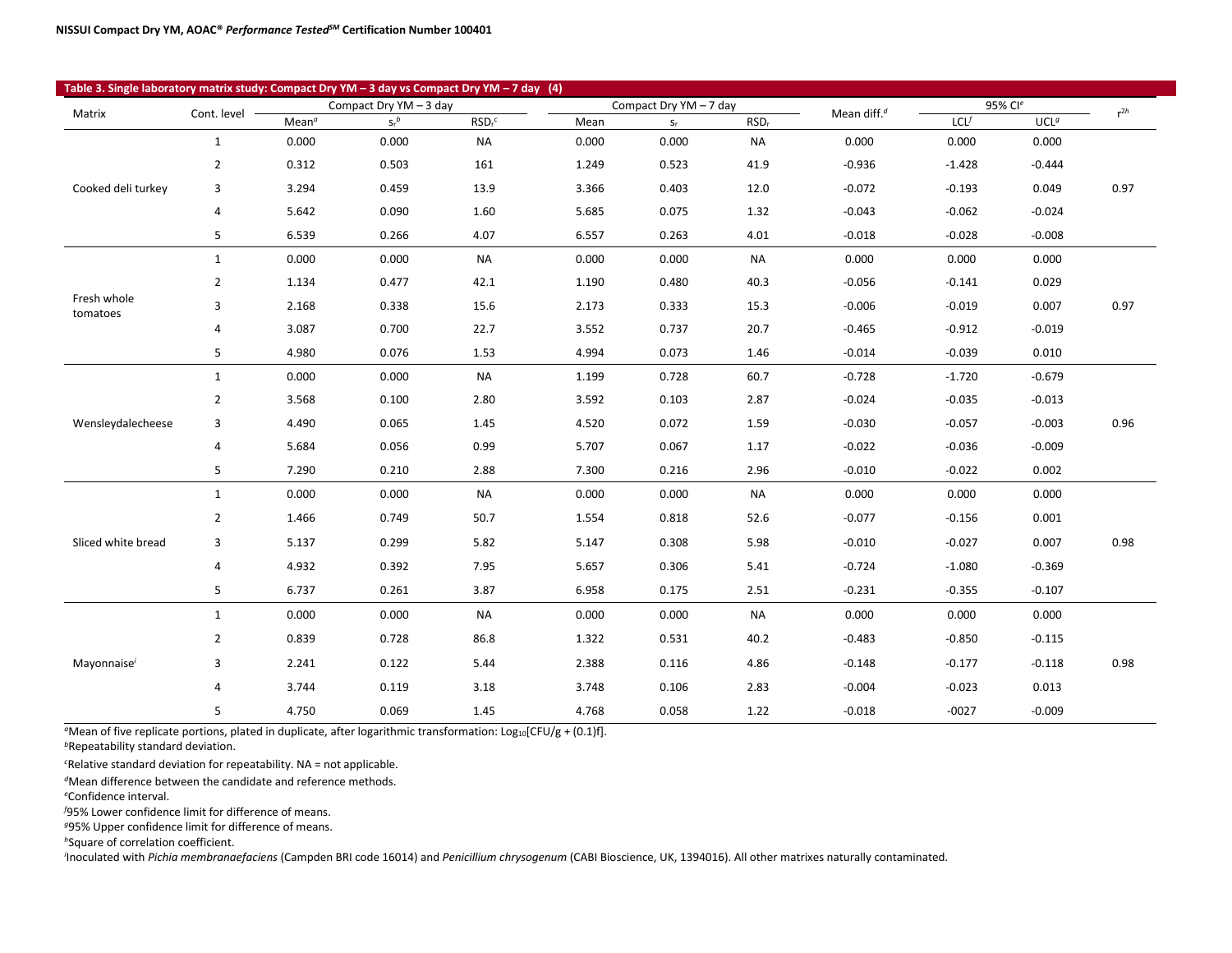**Table 3. Single laboratory matrix study: Compact Dry YM – 3 day vs Compact Dry YM – 7 day (4)**

| Matrix | Cont. level | Compact Dry YM – 3 day | | | Compact Dry YM – 7 day | | | Mean diff.[d] | 95% CI[e] | | $r^2$[h] |
|---|---|---|---|---|---|---|---|---|---|---|---|
| | | Mean[a] | $s_r$[b] | $RSD_r$[c] | Mean | $s_r$ | $RSD_r$ | | LCL[f] | UCL[g] | |
| Cooked deli turkey | 1 | 0.000 | 0.000 | NA | 0.000 | 0.000 | NA | 0.000 | 0.000 | 0.000 | 0.97 |
| | 2 | 0.312 | 0.503 | 161 | 1.249 | 0.523 | 41.9 | -0.936 | -1.428 | -0.444 | |
| | 3 | 3.294 | 0.459 | 13.9 | 3.366 | 0.403 | 12.0 | -0.072 | -0.193 | 0.049 | |
| | 4 | 5.642 | 0.090 | 1.60 | 5.685 | 0.075 | 1.32 | -0.043 | -0.062 | -0.024 | |
| | 5 | 6.539 | 0.266 | 4.07 | 6.557 | 0.263 | 4.01 | -0.018 | -0.028 | -0.008 | |
| Fresh whole tomatoes | 1 | 0.000 | 0.000 | NA | 0.000 | 0.000 | NA | 0.000 | 0.000 | 0.000 | 0.97 |
| | 2 | 1.134 | 0.477 | 42.1 | 1.190 | 0.480 | 40.3 | -0.056 | -0.141 | 0.029 | |
| | 3 | 2.168 | 0.338 | 15.6 | 2.173 | 0.333 | 15.3 | -0.006 | -0.019 | 0.007 | |
| | 4 | 3.087 | 0.700 | 22.7 | 3.552 | 0.737 | 20.7 | -0.465 | -0.912 | -0.019 | |
| | 5 | 4.980 | 0.076 | 1.53 | 4.994 | 0.073 | 1.46 | -0.014 | -0.039 | 0.010 | |
| Wensleydalecheese | 1 | 0.000 | 0.000 | NA | 1.199 | 0.728 | 60.7 | -0.728 | -1.720 | -0.679 | 0.96 |
| | 2 | 3.568 | 0.100 | 2.80 | 3.592 | 0.103 | 2.87 | -0.024 | -0.035 | -0.013 | |
| | 3 | 4.490 | 0.065 | 1.45 | 4.520 | 0.072 | 1.59 | -0.030 | -0.057 | -0.003 | |
| | 4 | 5.684 | 0.056 | 0.99 | 5.707 | 0.067 | 1.17 | -0.022 | -0.036 | -0.009 | |
| | 5 | 7.290 | 0.210 | 2.88 | 7.300 | 0.216 | 2.96 | -0.010 | -0.022 | 0.002 | |
| Sliced white bread | 1 | 0.000 | 0.000 | NA | 0.000 | 0.000 | NA | 0.000 | 0.000 | 0.000 | 0.98 |
| | 2 | 1.466 | 0.749 | 50.7 | 1.554 | 0.818 | 52.6 | -0.077 | -0.156 | 0.001 | |
| | 3 | 5.137 | 0.299 | 5.82 | 5.147 | 0.308 | 5.98 | -0.010 | -0.027 | 0.007 | |
| | 4 | 4.932 | 0.392 | 7.95 | 5.657 | 0.306 | 5.41 | -0.724 | -1.080 | -0.369 | |
| | 5 | 6.737 | 0.261 | 3.87 | 6.958 | 0.175 | 2.51 | -0.231 | -0.355 | -0.107 | |
| Mayonnaise[i] | 1 | 0.000 | 0.000 | NA | 0.000 | 0.000 | NA | 0.000 | 0.000 | 0.000 | 0.98 |
| | 2 | 0.839 | 0.728 | 86.8 | 1.322 | 0.531 | 40.2 | -0.483 | -0.850 | -0.115 | |
| | 3 | 2.241 | 0.122 | 5.44 | 2.388 | 0.116 | 4.86 | -0.148 | -0.177 | -0.118 | |
| | 4 | 3.744 | 0.119 | 3.18 | 3.748 | 0.106 | 2.83 | -0.004 | -0.023 | 0.013 | |
| | 5 | 4.750 | 0.069 | 1.45 | 4.768 | 0.058 | 1.22 | -0.018 | -0027 | -0.009 | |

[a] Mean of five replicate portions, plated in duplicate, after logarithmic transformation: $Log_{10}[CFU/g + (0.1)f]$.

[b] Repeatability standard deviation.

[c] Relative standard deviation for repeatability. NA = not applicable.

[d] Mean difference between the candidate and reference methods.

[e] Confidence interval.

[f] 95% Lower confidence limit for difference of means.

[g] 95% Upper confidence limit for difference of means.

[h] Square of correlation coefficient.

[i] Inoculated with *Pichia membranaefaciens* (Campden BRI code 16014) and *Penicillium chrysogenum* (CABI Bioscience, UK, 1394016). All other matrixes naturally contaminated.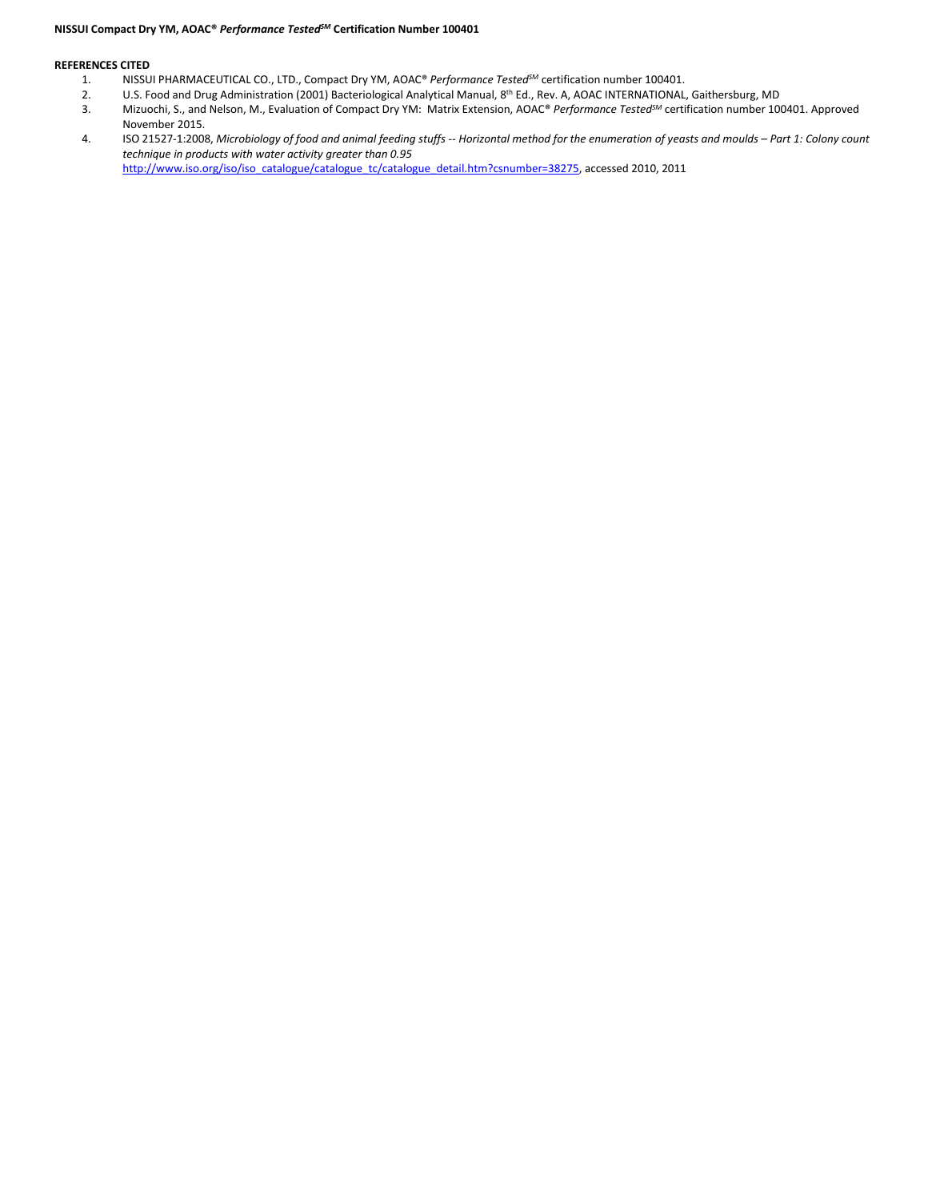**REFERENCES CITED**

1. NISSUI PHARMACEUTICAL CO., LTD., Compact Dry YM, AOAC® *Performance Tested*SM certification number 100401.
2. U.S. Food and Drug Administration (2001) Bacteriological Analytical Manual, 8th Ed., Rev. A, AOAC INTERNATIONAL, Gaithersburg, MD
3. Mizuochi, S., and Nelson, M., Evaluation of Compact Dry YM: Matrix Extension, AOAC® *Performance Tested*SM certification number 100401. Approved November 2015.
4. ISO 21527-1:2008, *Microbiology of food and animal feeding stuffs -- Horizontal method for the enumeration of yeasts and moulds – Part 1: Colony count technique in products with water activity greater than 0.95* http://www.iso.org/iso/iso_catalogue/catalogue_tc/catalogue_detail.htm?csnumber=38275, accessed 2010, 2011